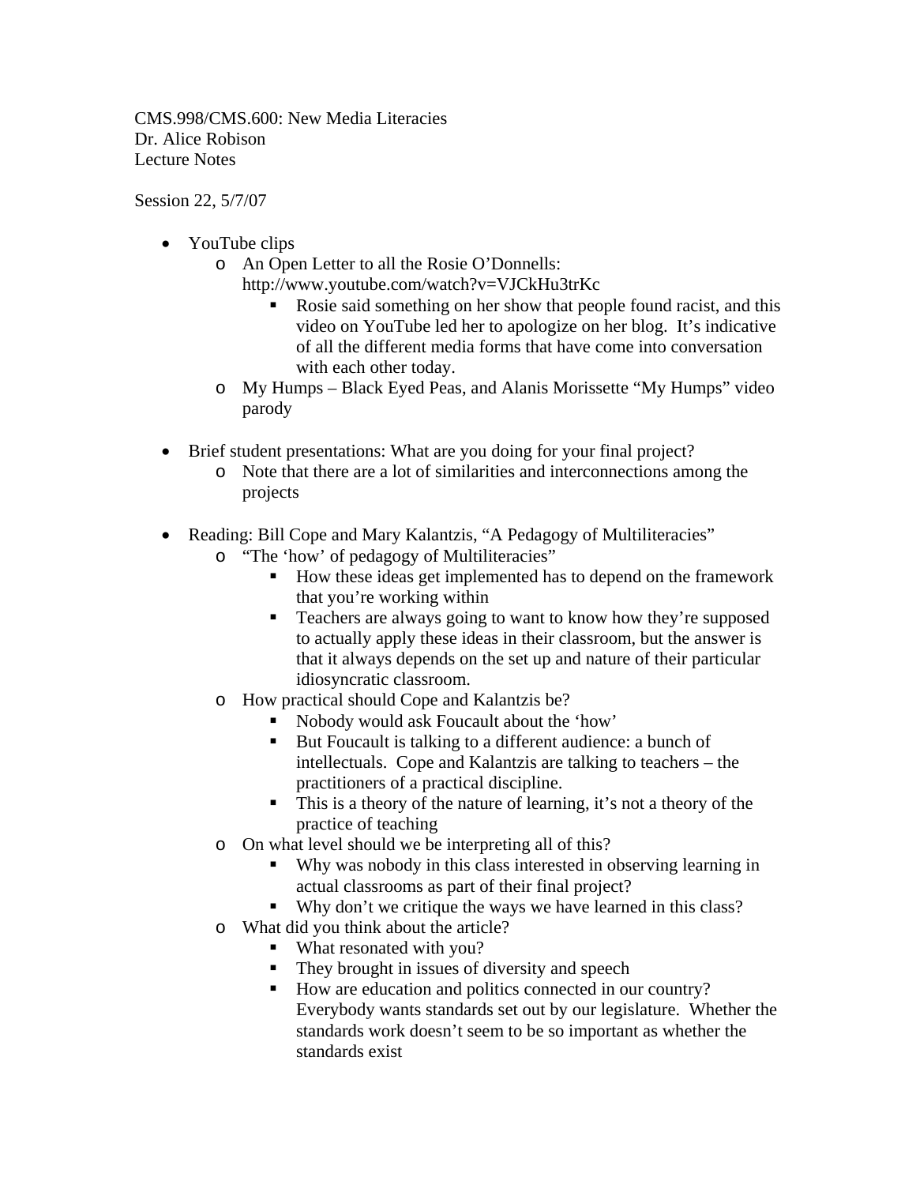CMS.998/CMS.600: New Media Literacies
Dr. Alice Robison
Lecture Notes

Session 22, 5/7/07

- YouTube clips
  - An Open Letter to all the Rosie O'Donnells: http://www.youtube.com/watch?v=VJCkHu3trKc
    - Rosie said something on her show that people found racist, and this video on YouTube led her to apologize on her blog. It's indicative of all the different media forms that have come into conversation with each other today.
  - My Humps – Black Eyed Peas, and Alanis Morissette "My Humps" video parody

- Brief student presentations: What are you doing for your final project?
  - Note that there are a lot of similarities and interconnections among the projects

- Reading: Bill Cope and Mary Kalantzis, "A Pedagogy of Multiliteracies"
  - "The 'how' of pedagogy of Multiliteracies"
    - How these ideas get implemented has to depend on the framework that you're working within
    - Teachers are always going to want to know how they're supposed to actually apply these ideas in their classroom, but the answer is that it always depends on the set up and nature of their particular idiosyncratic classroom.
  - How practical should Cope and Kalantzis be?
    - Nobody would ask Foucault about the 'how'
    - But Foucault is talking to a different audience: a bunch of intellectuals. Cope and Kalantzis are talking to teachers – the practitioners of a practical discipline.
    - This is a theory of the nature of learning, it's not a theory of the practice of teaching
  - On what level should we be interpreting all of this?
    - Why was nobody in this class interested in observing learning in actual classrooms as part of their final project?
    - Why don't we critique the ways we have learned in this class?
  - What did you think about the article?
    - What resonated with you?
    - They brought in issues of diversity and speech
    - How are education and politics connected in our country? Everybody wants standards set out by our legislature. Whether the standards work doesn't seem to be so important as whether the standards exist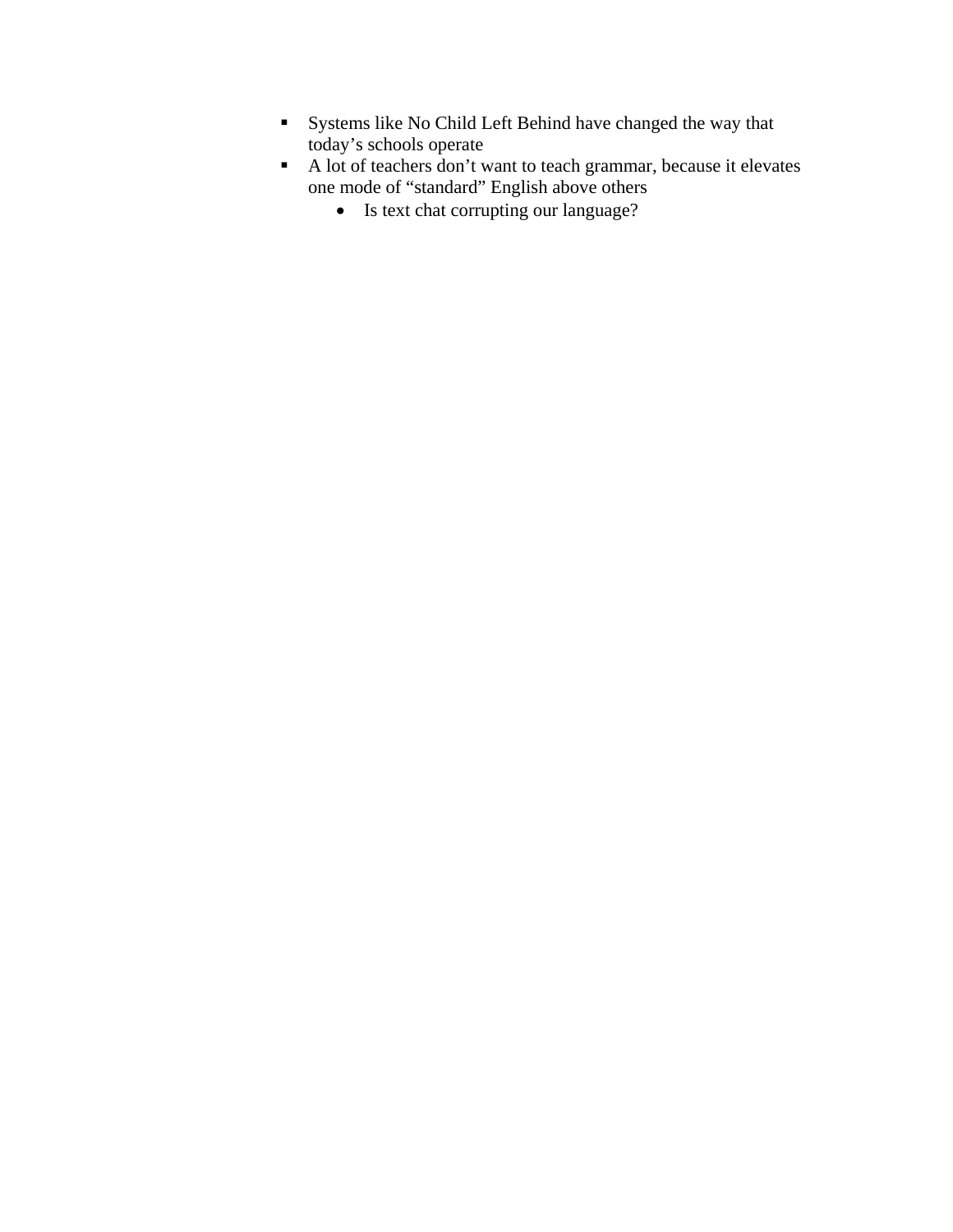- Systems like No Child Left Behind have changed the way that today’s schools operate
- A lot of teachers don’t want to teach grammar, because it elevates one mode of “standard” English above others
    - Is text chat corrupting our language?